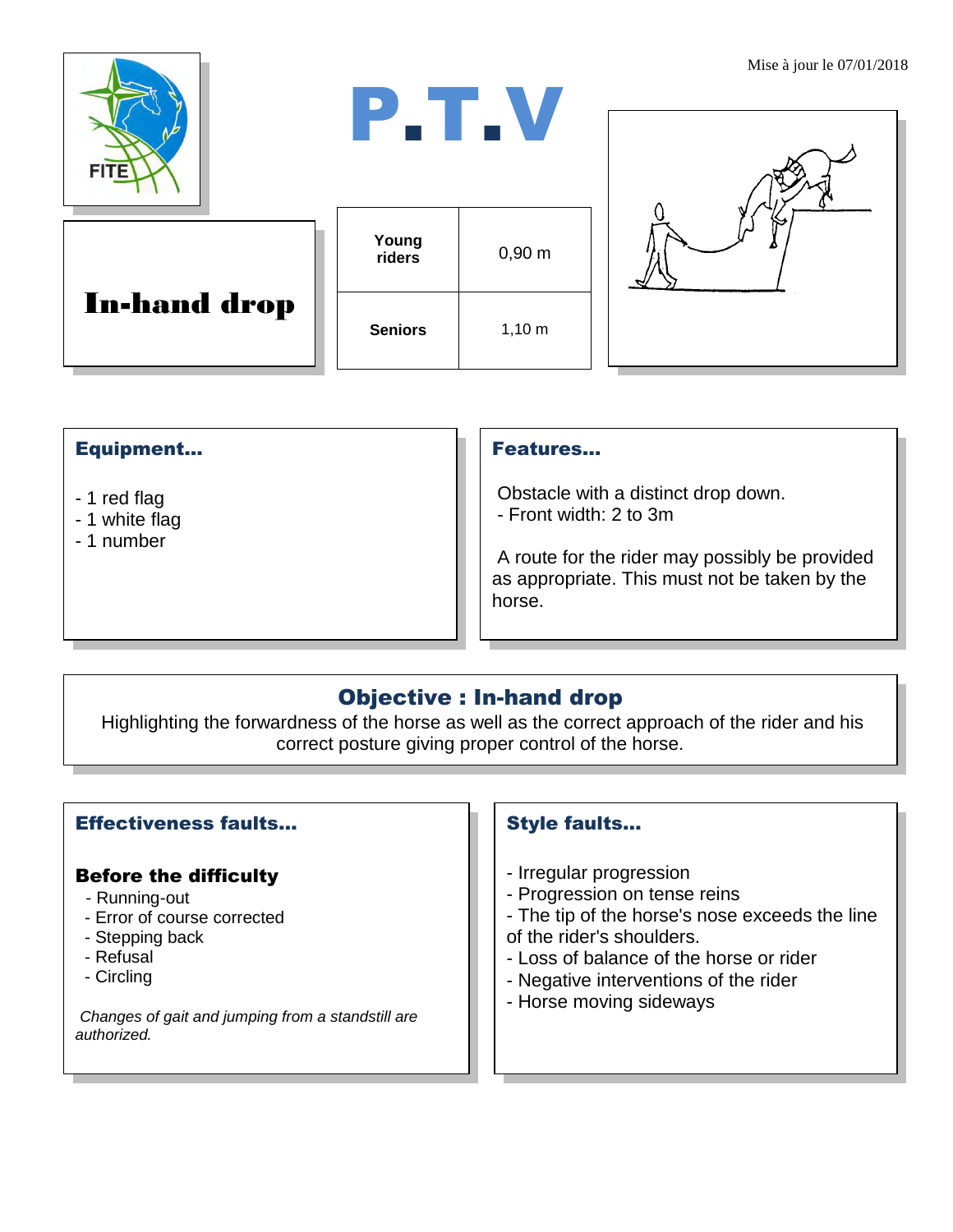Mise à jour le 07/01/2018

# P.T.V

FITE

# In-hand drop

| Young riders | 0,90 m |
| --- | --- |
| Seniors | 1,10 m |

## Equipment...

- 1 red flag
- 1 white flag
- 1 number

## Features...

Obstacle with a distinct drop down.
- Front width: 2 to 3m

A route for the rider may possibly be provided as appropriate. This must not be taken by the horse.

## Objective : In-hand drop

Highlighting the forwardness of the horse as well as the correct approach of the rider and his correct posture giving proper control of the horse.

## Effectiveness faults...

### Before the difficulty

- Running-out
- Error of course corrected
- Stepping back
- Refusal
- Circling

*Changes of gait and jumping from a standstill are authorized.*

## Style faults...

- Irregular progression
- Progression on tense reins
- The tip of the horse's nose exceeds the line of the rider's shoulders.
- Loss of balance of the horse or rider
- Negative interventions of the rider
- Horse moving sideways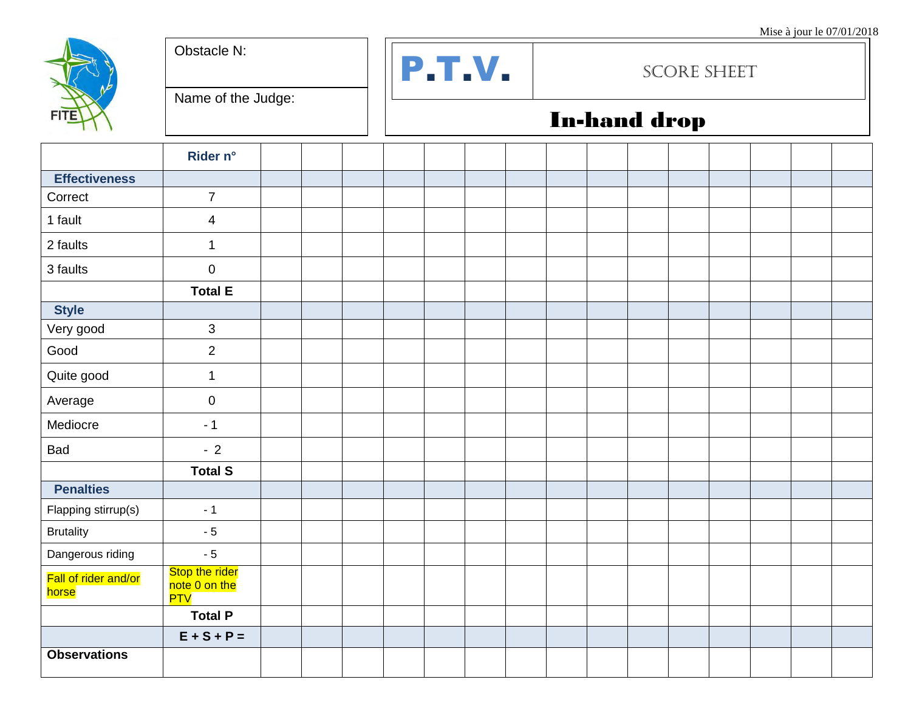Mise à jour le 07/01/2018

FITE

| Obstacle N: |
|---|
| Name of the Judge: |

# P.T.V.

SCORE SHEET

## In-hand drop

| | Rider n° | | | | | | | | | | | | | | | |
|---|---|---|---|---|---|---|---|---|---|---|---|---|---|---|---|---|
| **Effectiveness** | | | | | | | | | | | | | | | | |
| Correct | 7 | | | | | | | | | | | | | | | |
| 1 fault | 4 | | | | | | | | | | | | | | | |
| 2 faults | 1 | | | | | | | | | | | | | | | |
| 3 faults | 0 | | | | | | | | | | | | | | | |
| | **Total E** | | | | | | | | | | | | | | | |
| **Style** | | | | | | | | | | | | | | | | |
| Very good | 3 | | | | | | | | | | | | | | | |
| Good | 2 | | | | | | | | | | | | | | | |
| Quite good | 1 | | | | | | | | | | | | | | | |
| Average | 0 | | | | | | | | | | | | | | | |
| Mediocre | - 1 | | | | | | | | | | | | | | | |
| Bad | - 2 | | | | | | | | | | | | | | | |
| | **Total S** | | | | | | | | | | | | | | | |
| **Penalties** | | | | | | | | | | | | | | | | |
| Flapping stirrup(s) | - 1 | | | | | | | | | | | | | | | |
| Brutality | - 5 | | | | | | | | | | | | | | | |
| Dangerous riding | - 5 | | | | | | | | | | | | | | | |
| Fall of rider and/or horse | Stop the rider note 0 on the PTV | | | | | | | | | | | | | | | |
| | **Total P** | | | | | | | | | | | | | | | |
| | **E + S + P =** | | | | | | | | | | | | | | | |
| **Observations** | | | | | | | | | | | | | | | | |